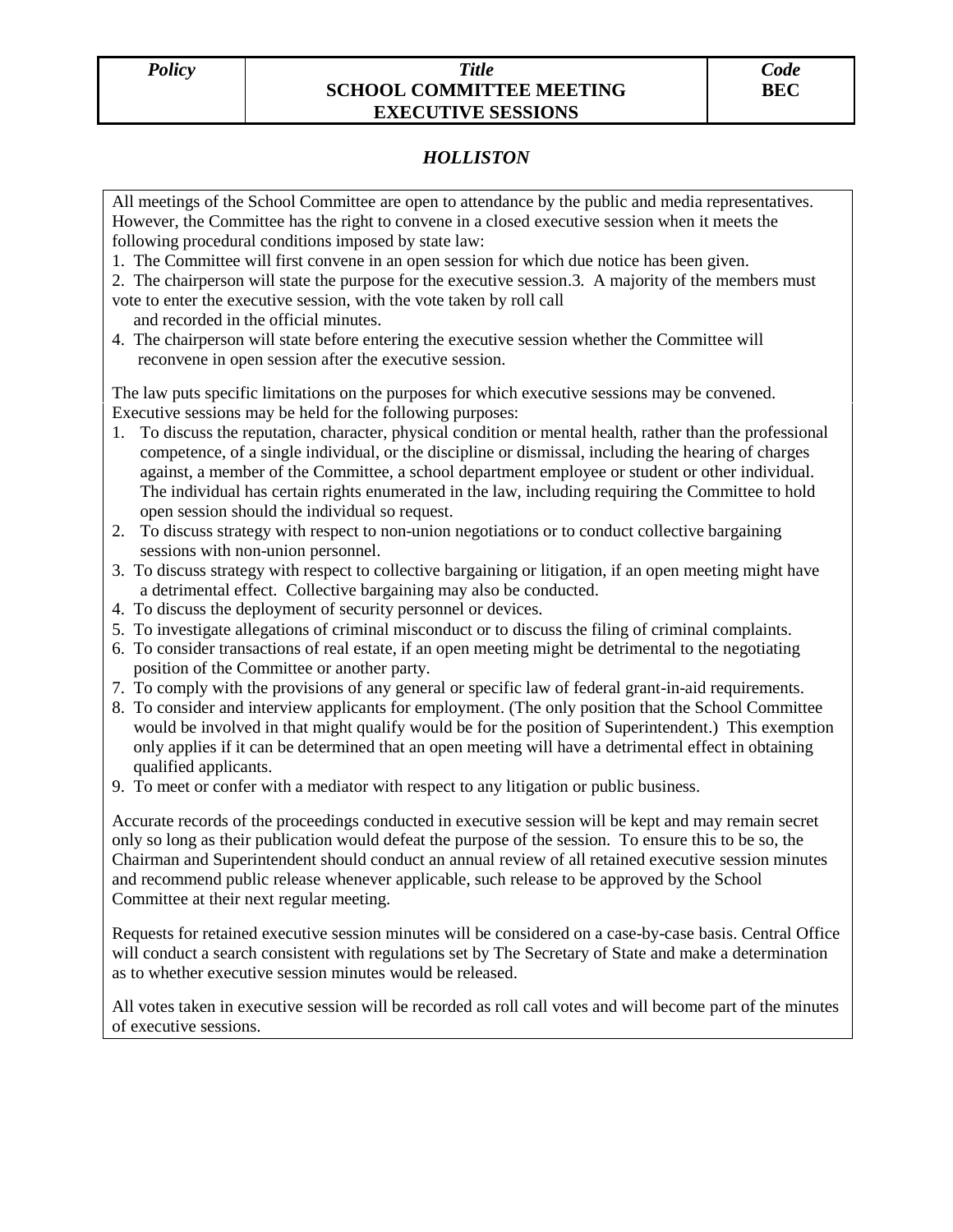| Policy | Title<br>**SCHOOL COMMITTEE MEETING EXECUTIVE SESSIONS** | Code<br>**BEC** |
|---|---|---|

***HOLLISTON***

All meetings of the School Committee are open to attendance by the public and media representatives. However, the Committee has the right to convene in a closed executive session when it meets the following procedural conditions imposed by state law:

1. The Committee will first convene in an open session for which due notice has been given.
2. The chairperson will state the purpose for the executive session.3. A majority of the members must vote to enter the executive session, with the vote taken by roll call and recorded in the official minutes.
4. The chairperson will state before entering the executive session whether the Committee will reconvene in open session after the executive session.

The law puts specific limitations on the purposes for which executive sessions may be convened. Executive sessions may be held for the following purposes:

1. To discuss the reputation, character, physical condition or mental health, rather than the professional competence, of a single individual, or the discipline or dismissal, including the hearing of charges against, a member of the Committee, a school department employee or student or other individual. The individual has certain rights enumerated in the law, including requiring the Committee to hold open session should the individual so request.
2. To discuss strategy with respect to non-union negotiations or to conduct collective bargaining sessions with non-union personnel.
3. To discuss strategy with respect to collective bargaining or litigation, if an open meeting might have a detrimental effect. Collective bargaining may also be conducted.
4. To discuss the deployment of security personnel or devices.
5. To investigate allegations of criminal misconduct or to discuss the filing of criminal complaints.
6. To consider transactions of real estate, if an open meeting might be detrimental to the negotiating position of the Committee or another party.
7. To comply with the provisions of any general or specific law of federal grant-in-aid requirements.
8. To consider and interview applicants for employment. (The only position that the School Committee would be involved in that might qualify would be for the position of Superintendent.) This exemption only applies if it can be determined that an open meeting will have a detrimental effect in obtaining qualified applicants.
9. To meet or confer with a mediator with respect to any litigation or public business.

Accurate records of the proceedings conducted in executive session will be kept and may remain secret only so long as their publication would defeat the purpose of the session. To ensure this to be so, the Chairman and Superintendent should conduct an annual review of all retained executive session minutes and recommend public release whenever applicable, such release to be approved by the School Committee at their next regular meeting.

Requests for retained executive session minutes will be considered on a case-by-case basis. Central Office will conduct a search consistent with regulations set by The Secretary of State and make a determination as to whether executive session minutes would be released.

All votes taken in executive session will be recorded as roll call votes and will become part of the minutes of executive sessions.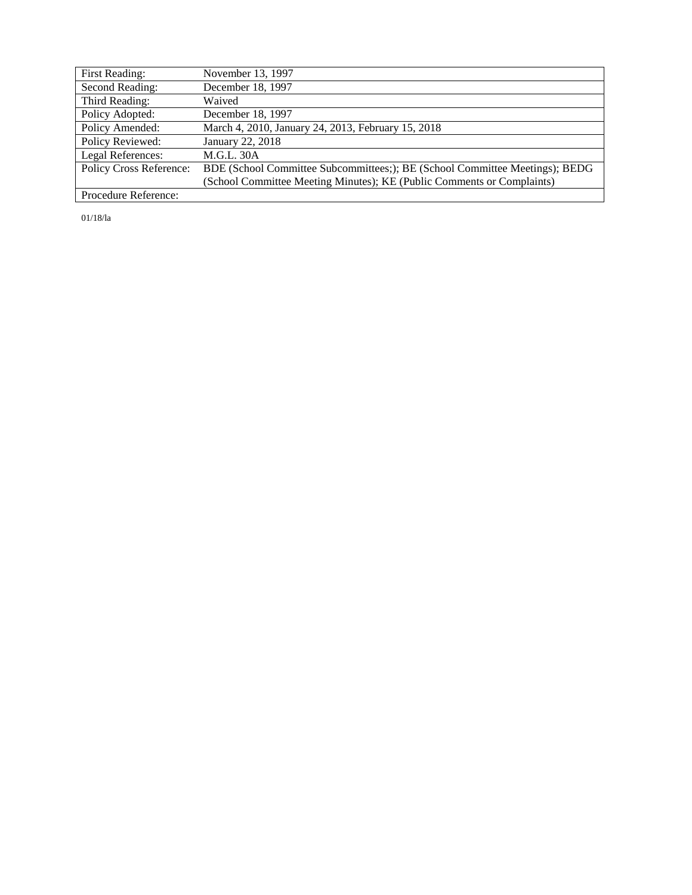| | |
|---|---|
| First Reading: | November 13, 1997 |
| Second Reading: | December 18, 1997 |
| Third Reading: | Waived |
| Policy Adopted: | December 18, 1997 |
| Policy Amended: | March 4, 2010, January 24, 2013, February 15, 2018 |
| Policy Reviewed: | January 22, 2018 |
| Legal References: | M.G.L. 30A |
| Policy Cross Reference: | BDE (School Committee Subcommittees;); BE (School Committee Meetings); BEDG (School Committee Meeting Minutes); KE (Public Comments or Complaints) |
| Procedure Reference: | |

01/18/la